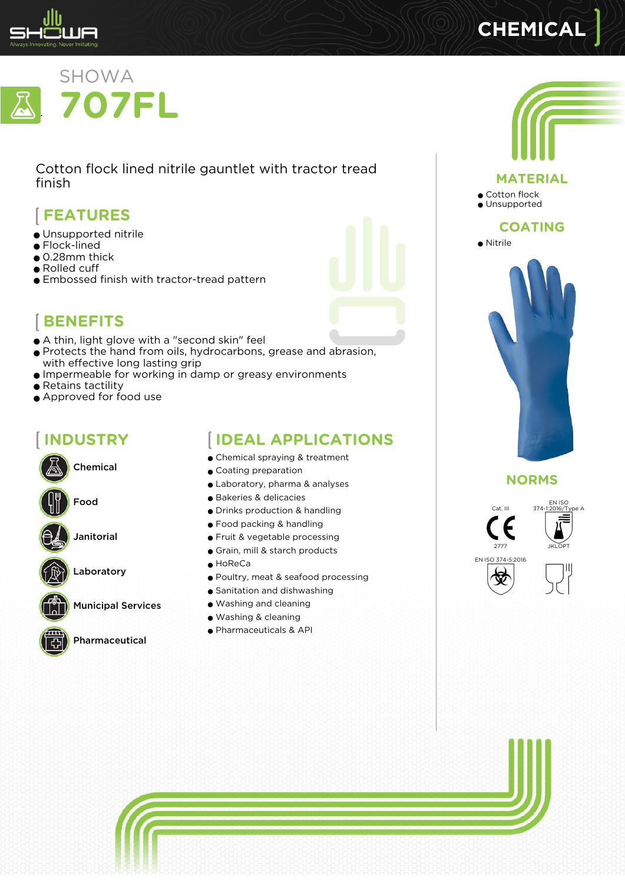CHEMICAL

SHOWA

# 707FL

Cotton flock lined nitrile gauntlet with tractor tread finish

## FEATURES

- Unsupported nitrile
- Flock-lined
- 0.28mm thick
- Rolled cuff
- Embossed finish with tractor-tread pattern

## BENEFITS

- A thin, light glove with a "second skin" feel
- Protects the hand from oils, hydrocarbons, grease and abrasion, with effective long lasting grip
- Impermeable for working in damp or greasy environments
- Retains tactility
- Approved for food use

## INDUSTRY

- Chemical
- Food
- Janitorial
- Laboratory
- Municipal Services
- Pharmaceutical

## IDEAL APPLICATIONS

- Chemical spraying & treatment
- Coating preparation
- Laboratory, pharma & analyses
- Bakeries & delicacies
- Drinks production & handling
- Food packing & handling
- Fruit & vegetable processing
- Grain, mill & starch products
- HoReCa
- Poultry, meat & seafood processing
- Sanitation and dishwashing
- Washing and cleaning
- Washing & cleaning
- Pharmaceuticals & API

## MATERIAL

- Cotton flock
- Unsupported

## COATING

- Nitrile

## NORMS

Cat. III

CE 2777

EN ISO 374-1:2016/Type A

JKLOPT

EN ISO 374-5:2016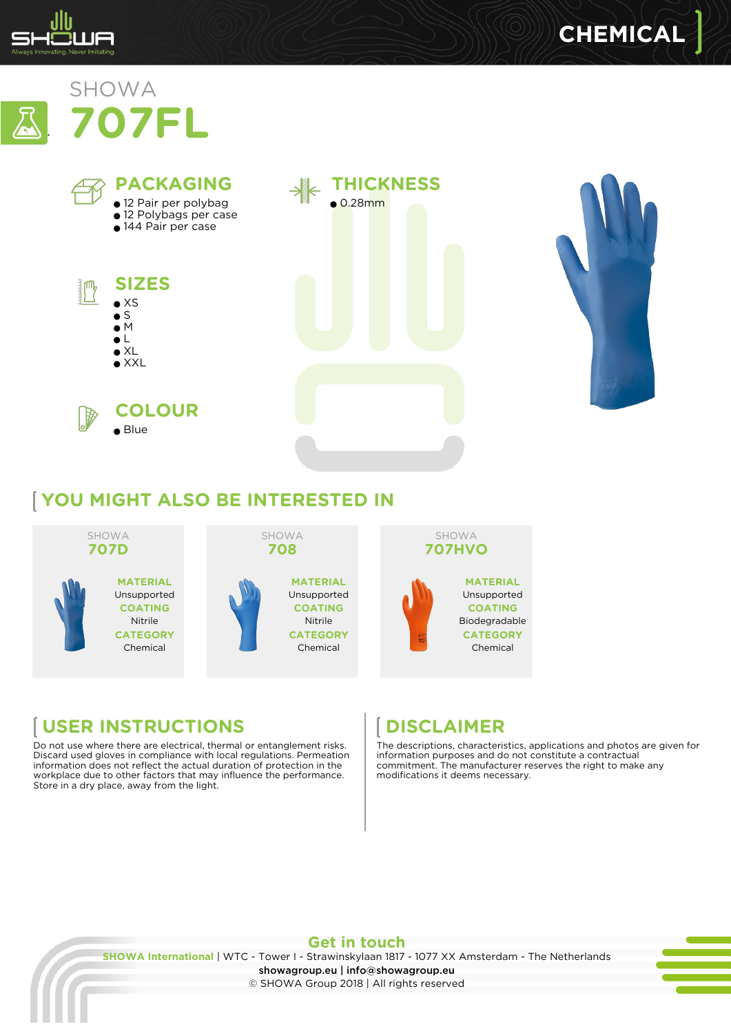CHEMICAL

SHOWA

# 707FL

## PACKAGING

- 12 Pair per polybag
- 12 Polybags per case
- 144 Pair per case

## THICKNESS

- 0.28mm

## SIZES

- XS
- S
- M
- L
- XL
- XXL

## COLOUR

- Blue

## YOU MIGHT ALSO BE INTERESTED IN

SHOWA
**707D**

MATERIAL
Unsupported
COATING
Nitrile
CATEGORY
Chemical

SHOWA
**708**

MATERIAL
Unsupported
COATING
Nitrile
CATEGORY
Chemical

SHOWA
**707HVO**

MATERIAL
Unsupported
COATING
Biodegradable
CATEGORY
Chemical

## USER INSTRUCTIONS

Do not use where there are electrical, thermal or entanglement risks. Discard used gloves in compliance with local regulations. Permeation information does not reflect the actual duration of protection in the workplace due to other factors that may influence the performance. Store in a dry place, away from the light.

## DISCLAIMER

The descriptions, characteristics, applications and photos are given for information purposes and do not constitute a contractual commitment. The manufacturer reserves the right to make any modifications it deems necessary.

## Get in touch

**SHOWA International** | WTC - Tower I - Strawinskylaan 1817 - 1077 XX Amsterdam - The Netherlands
**showagroup.eu | info@showagroup.eu**
© SHOWA Group 2018 | All rights reserved